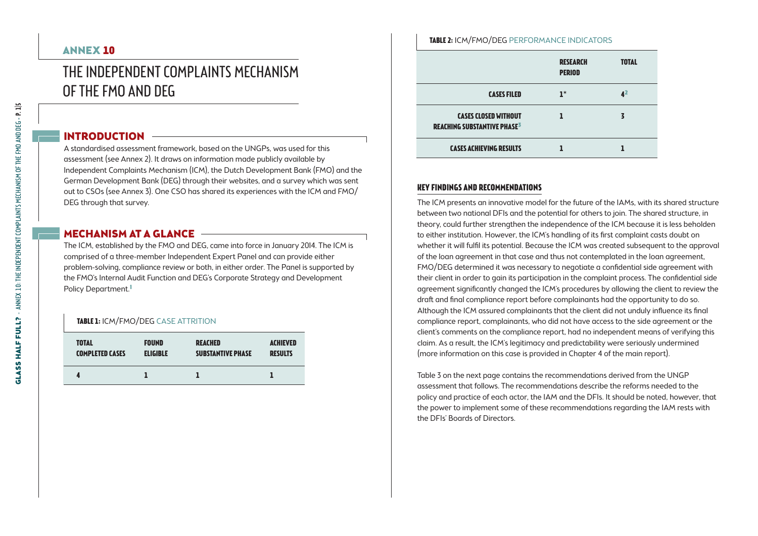## ANNEX 10

# THE INDEPENDENT COMPLAINTS MECHANISM OF THE FMO AND DEG

## INTRODUCTION

A standardised assessment framework, based on the UNGPs, was used for this assessment (see Annex 2). It draws on information made publicly available by Independent Complaints Mechanism (ICM), the Dutch Development Bank (FMO) and the German Development Bank (DEG) through their websites, and a survey which was sent out to CSOs (see Annex 3). One CSO has shared its experiences with the ICM and FMO/DEG through that survey.

## MECHANISM AT A GLANCE

The ICM, established by the FMO and DEG, came into force in January 2014. The ICM is comprised of a three-member Independent Expert Panel and can provide either problem-solving, compliance review or both, in either order. The Panel is supported by the FMO's Internal Audit Function and DEG's Corporate Strategy and Development Policy Department.[1]

**TABLE 1:** ICM/FMO/DEG CASE ATTRITION

| TOTAL COMPLETED CASES | FOUND ELIGIBLE | REACHED SUBSTANTIVE PHASE | ACHIEVED RESULTS |
|---|---|---|---|
| 4 | 1 | 1 | 1 |

**TABLE 2:** ICM/FMO/DEG PERFORMANCE INDICATORS

| | RESEARCH PERIOD | TOTAL |
|---|---|---|
| CASES FILED | 1* | 4[2] |
| CASES CLOSED WITHOUT REACHING SUBSTANTIVE PHASE[3] | 1 | 3 |
| CASES ACHIEVING RESULTS | 1 | 1 |

### KEY FINDINGS AND RECOMMENDATIONS

The ICM presents an innovative model for the future of the IAMs, with its shared structure between two national DFIs and the potential for others to join. The shared structure, in theory, could further strengthen the independence of the ICM because it is less beholden to either institution. However, the ICM's handling of its first complaint casts doubt on whether it will fulfil its potential. Because the ICM was created subsequent to the approval of the loan agreement in that case and thus not contemplated in the loan agreement, FMO/DEG determined it was necessary to negotiate a confidential side agreement with their client in order to gain its participation in the complaint process. The confidential side agreement significantly changed the ICM's procedures by allowing the client to review the draft and final compliance report before complainants had the opportunity to do so. Although the ICM assured complainants that the client did not unduly influence its final compliance report, complainants, who did not have access to the side agreement or the client's comments on the compliance report, had no independent means of verifying this claim. As a result, the ICM's legitimacy and predictability were seriously undermined (more information on this case is provided in Chapter 4 of the main report).

Table 3 on the next page contains the recommendations derived from the UNGP assessment that follows. The recommendations describe the reforms needed to the policy and practice of each actor, the IAM and the DFIs. It should be noted, however, that the power to implement some of these recommendations regarding the IAM rests with the DFIs' Boards of Directors.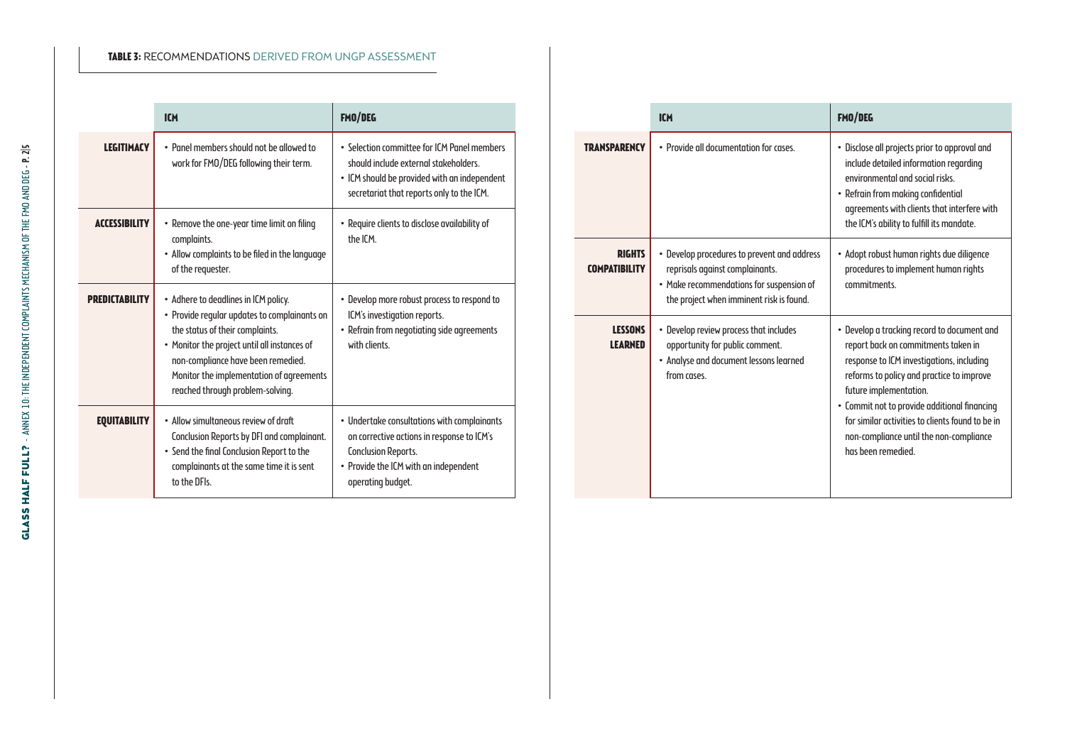**TABLE 3:** RECOMMENDATIONS DERIVED FROM UNGP ASSESSMENT

| | ICM | FMO/DEG |
|---|---|---|
| **LEGITIMACY** | • Panel members should not be allowed to work for FMO/DEG following their term. | • Selection committee for ICM Panel members should include external stakeholders.<br>• ICM should be provided with an independent secretariat that reports only to the ICM. |
| **ACCESSIBILITY** | • Remove the one-year time limit on filing complaints.<br>• Allow complaints to be filed in the language of the requester. | • Require clients to disclose availability of the ICM. |
| **PREDICTABILITY** | • Adhere to deadlines in ICM policy.<br>• Provide regular updates to complainants on the status of their complaints.<br>• Monitor the project until all instances of non-compliance have been remedied. Monitor the implementation of agreements reached through problem-solving. | • Develop more robust process to respond to ICM's investigation reports.<br>• Refrain from negotiating side agreements with clients. |
| **EQUITABILITY** | • Allow simultaneous review of draft Conclusion Reports by DFI and complainant.<br>• Send the final Conclusion Report to the complainants at the same time it is sent to the DFIs. | • Undertake consultations with complainants on corrective actions in response to ICM's Conclusion Reports.<br>• Provide the ICM with an independent operating budget. |
| **TRANSPARENCY** | • Provide all documentation for cases. | • Disclose all projects prior to approval and include detailed information regarding environmental and social risks.<br>• Refrain from making confidential agreements with clients that interfere with the ICM's ability to fulfill its mandate. |
| **RIGHTS COMPATIBILITY** | • Develop procedures to prevent and address reprisals against complainants.<br>• Make recommendations for suspension of the project when imminent risk is found. | • Adopt robust human rights due diligence procedures to implement human rights commitments. |
| **LESSONS LEARNED** | • Develop review process that includes opportunity for public comment.<br>• Analyse and document lessons learned from cases. | • Develop a tracking record to document and report back on commitments taken in response to ICM investigations, including reforms to policy and practice to improve future implementation.<br>• Commit not to provide additional financing for similar activities to clients found to be in non-compliance until the non-compliance has been remedied. |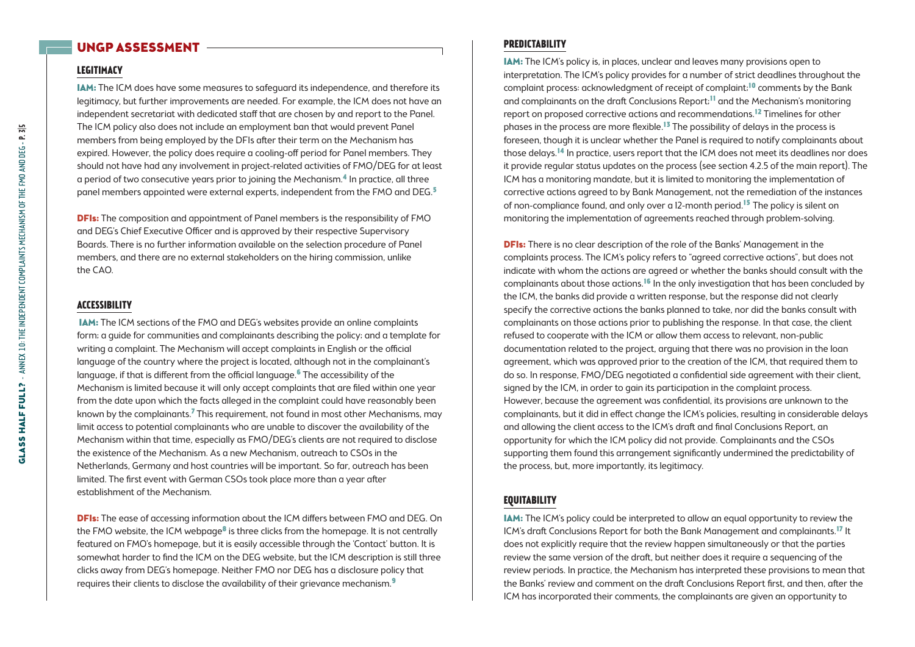## UNGP ASSESSMENT

### LEGITIMACY

**IAM:** The ICM does have some measures to safeguard its independence, and therefore its legitimacy, but further improvements are needed. For example, the ICM does not have an independent secretariat with dedicated staff that are chosen by and report to the Panel. The ICM policy also does not include an employment ban that would prevent Panel members from being employed by the DFIs after their term on the Mechanism has expired. However, the policy does require a cooling-off period for Panel members. They should not have had any involvement in project-related activities of FMO/DEG for at least a period of two consecutive years prior to joining the Mechanism.[4] In practice, all three panel members appointed were external experts, independent from the FMO and DEG.[5]

**DFIs:** The composition and appointment of Panel members is the responsibility of FMO and DEG's Chief Executive Officer and is approved by their respective Supervisory Boards. There is no further information available on the selection procedure of Panel members, and there are no external stakeholders on the hiring commission, unlike the CAO.

### ACCESSIBILITY

**IAM:** The ICM sections of the FMO and DEG's websites provide an online complaints form; a guide for communities and complainants describing the policy; and a template for writing a complaint. The Mechanism will accept complaints in English or the official language of the country where the project is located, although not in the complainant's language, if that is different from the official language.[6] The accessibility of the Mechanism is limited because it will only accept complaints that are filed within one year from the date upon which the facts alleged in the complaint could have reasonably been known by the complainants.[7] This requirement, not found in most other Mechanisms, may limit access to potential complainants who are unable to discover the availability of the Mechanism within that time, especially as FMO/DEG's clients are not required to disclose the existence of the Mechanism. As a new Mechanism, outreach to CSOs in the Netherlands, Germany and host countries will be important. So far, outreach has been limited. The first event with German CSOs took place more than a year after establishment of the Mechanism.

**DFIs:** The ease of accessing information about the ICM differs between FMO and DEG. On the FMO website, the ICM webpage[8] is three clicks from the homepage. It is not centrally featured on FMO's homepage, but it is easily accessible through the 'Contact' button. It is somewhat harder to find the ICM on the DEG website, but the ICM description is still three clicks away from DEG's homepage. Neither FMO nor DEG has a disclosure policy that requires their clients to disclose the availability of their grievance mechanism.[9]

### PREDICTABILITY

**IAM:** The ICM's policy is, in places, unclear and leaves many provisions open to interpretation. The ICM's policy provides for a number of strict deadlines throughout the complaint process: acknowledgment of receipt of complaint;[10] comments by the Bank and complainants on the draft Conclusions Report;[11] and the Mechanism's monitoring report on proposed corrective actions and recommendations.[12] Timelines for other phases in the process are more flexible.[13] The possibility of delays in the process is foreseen, though it is unclear whether the Panel is required to notify complainants about those delays.[14] In practice, users report that the ICM does not meet its deadlines nor does it provide regular status updates on the process (see section 4.2.5 of the main report). The ICM has a monitoring mandate, but it is limited to monitoring the implementation of corrective actions agreed to by Bank Management, not the remediation of the instances of non-compliance found, and only over a 12-month period.[15] The policy is silent on monitoring the implementation of agreements reached through problem-solving.

**DFIs:** There is no clear description of the role of the Banks' Management in the complaints process. The ICM's policy refers to "agreed corrective actions", but does not indicate with whom the actions are agreed or whether the banks should consult with the complainants about those actions.[16] In the only investigation that has been concluded by the ICM, the banks did provide a written response, but the response did not clearly specify the corrective actions the banks planned to take, nor did the banks consult with complainants on those actions prior to publishing the response. In that case, the client refused to cooperate with the ICM or allow them access to relevant, non-public documentation related to the project, arguing that there was no provision in the loan agreement, which was approved prior to the creation of the ICM, that required them to do so. In response, FMO/DEG negotiated a confidential side agreement with their client, signed by the ICM, in order to gain its participation in the complaint process. However, because the agreement was confidential, its provisions are unknown to the complainants, but it did in effect change the ICM's policies, resulting in considerable delays and allowing the client access to the ICM's draft and final Conclusions Report, an opportunity for which the ICM policy did not provide. Complainants and the CSOs supporting them found this arrangement significantly undermined the predictability of the process, but, more importantly, its legitimacy.

### EQUITABILITY

**IAM:** The ICM's policy could be interpreted to allow an equal opportunity to review the ICM's draft Conclusions Report for both the Bank Management and complainants.[17] It does not explicitly require that the review happen simultaneously or that the parties review the same version of the draft, but neither does it require a sequencing of the review periods. In practice, the Mechanism has interpreted these provisions to mean that the Banks' review and comment on the draft Conclusions Report first, and then, after the ICM has incorporated their comments, the complainants are given an opportunity to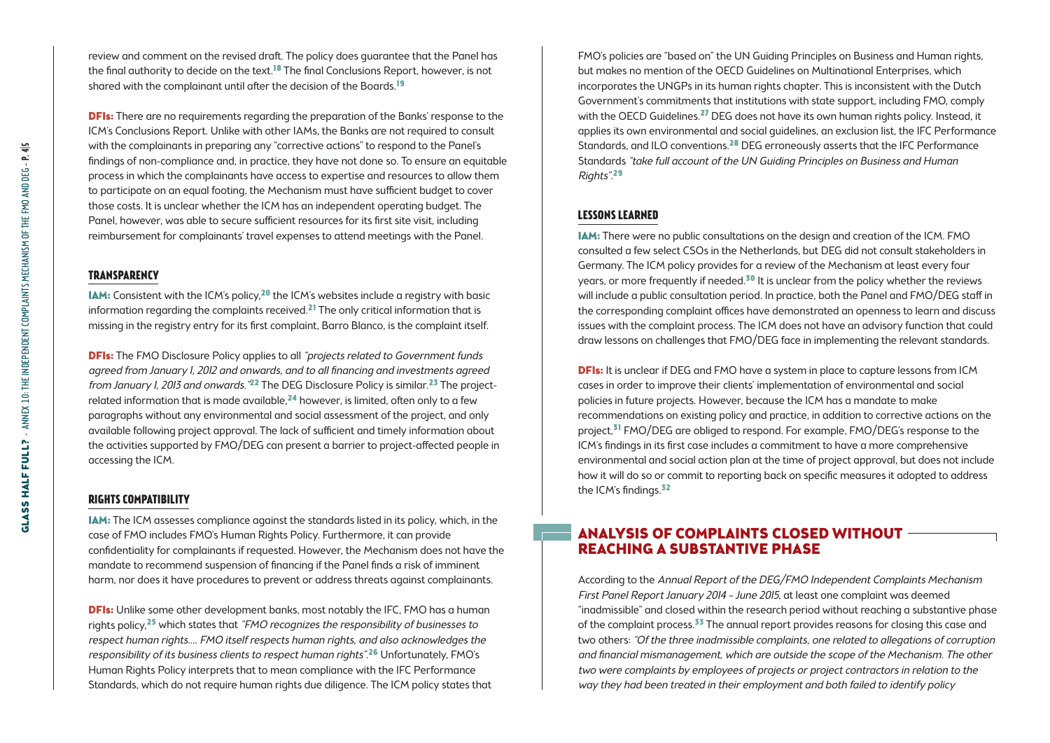review and comment on the revised draft. The policy does guarantee that the Panel has the final authority to decide on the text.[18] The final Conclusions Report, however, is not shared with the complainant until after the decision of the Boards.[19]

**DFIs:** There are no requirements regarding the preparation of the Banks' response to the ICM's Conclusions Report. Unlike with other IAMs, the Banks are not required to consult with the complainants in preparing any "corrective actions" to respond to the Panel's findings of non-compliance and, in practice, they have not done so. To ensure an equitable process in which the complainants have access to expertise and resources to allow them to participate on an equal footing, the Mechanism must have sufficient budget to cover those costs. It is unclear whether the ICM has an independent operating budget. The Panel, however, was able to secure sufficient resources for its first site visit, including reimbursement for complainants' travel expenses to attend meetings with the Panel.

### TRANSPARENCY

**IAM:** Consistent with the ICM's policy,[20] the ICM's websites include a registry with basic information regarding the complaints received.[21] The only critical information that is missing in the registry entry for its first complaint, Barro Blanco, is the complaint itself.

**DFIs:** The FMO Disclosure Policy applies to all *"projects related to Government funds agreed from January 1, 2012 and onwards, and to all financing and investments agreed from January 1, 2013 and onwards."*[22] The DEG Disclosure Policy is similar.[23] The project-related information that is made available,[24] however, is limited, often only to a few paragraphs without any environmental and social assessment of the project, and only available following project approval. The lack of sufficient and timely information about the activities supported by FMO/DEG can present a barrier to project-affected people in accessing the ICM.

### RIGHTS COMPATIBILITY

**IAM:** The ICM assesses compliance against the standards listed in its policy, which, in the case of FMO includes FMO's Human Rights Policy. Furthermore, it can provide confidentiality for complainants if requested. However, the Mechanism does not have the mandate to recommend suspension of financing if the Panel finds a risk of imminent harm, nor does it have procedures to prevent or address threats against complainants.

**DFIs:** Unlike some other development banks, most notably the IFC, FMO has a human rights policy,[25] which states that *"FMO recognizes the responsibility of businesses to respect human rights.... FMO itself respects human rights, and also acknowledges the responsibility of its business clients to respect human rights"*.[26] Unfortunately, FMO's Human Rights Policy interprets that to mean compliance with the IFC Performance Standards, which do not require human rights due diligence. The ICM policy states that FMO's policies are "based on" the UN Guiding Principles on Business and Human rights, but makes no mention of the OECD Guidelines on Multinational Enterprises, which incorporates the UNGPs in its human rights chapter. This is inconsistent with the Dutch Government's commitments that institutions with state support, including FMO, comply with the OECD Guidelines.[27] DEG does not have its own human rights policy. Instead, it applies its own environmental and social guidelines, an exclusion list, the IFC Performance Standards, and ILO conventions.[28] DEG erroneously asserts that the IFC Performance Standards *"take full account of the UN Guiding Principles on Business and Human Rights"*.[29]

### LESSONS LEARNED

**IAM:** There were no public consultations on the design and creation of the ICM. FMO consulted a few select CSOs in the Netherlands, but DEG did not consult stakeholders in Germany. The ICM policy provides for a review of the Mechanism at least every four years, or more frequently if needed.[30] It is unclear from the policy whether the reviews will include a public consultation period. In practice, both the Panel and FMO/DEG staff in the corresponding complaint offices have demonstrated an openness to learn and discuss issues with the complaint process. The ICM does not have an advisory function that could draw lessons on challenges that FMO/DEG face in implementing the relevant standards.

**DFIs:** It is unclear if DEG and FMO have a system in place to capture lessons from ICM cases in order to improve their clients' implementation of environmental and social policies in future projects. However, because the ICM has a mandate to make recommendations on existing policy and practice, in addition to corrective actions on the project,[31] FMO/DEG are obliged to respond. For example, FMO/DEG's response to the ICM's findings in its first case includes a commitment to have a more comprehensive environmental and social action plan at the time of project approval, but does not include how it will do so or commit to reporting back on specific measures it adopted to address the ICM's findings.[32]

## ANALYSIS OF COMPLAINTS CLOSED WITHOUT REACHING A SUBSTANTIVE PHASE

According to the *Annual Report of the DEG/FMO Independent Complaints Mechanism First Panel Report January 2014 – June 2015*, at least one complaint was deemed "inadmissible" and closed within the research period without reaching a substantive phase of the complaint process.[33] The annual report provides reasons for closing this case and two others: *"Of the three inadmissible complaints, one related to allegations of corruption and financial mismanagement, which are outside the scope of the Mechanism. The other two were complaints by employees of projects or project contractors in relation to the way they had been treated in their employment and both failed to identify policy*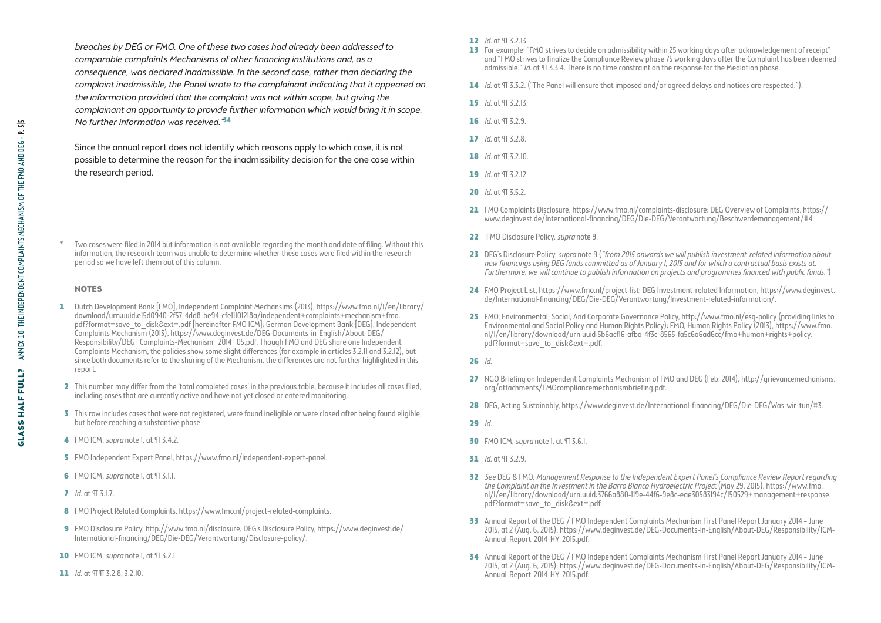*breaches by DEG or FMO. One of these two cases had already been addressed to comparable complaints Mechanisms of other financing institutions and, as a consequence, was declared inadmissible. In the second case, rather than declaring the complaint inadmissible, the Panel wrote to the complainant indicating that it appeared on the information provided that the complaint was not within scope, but giving the complainant an opportunity to provide further information which would bring it in scope. No further information was received."*[34]

Since the annual report does not identify which reasons apply to which case, it is not possible to determine the reason for the inadmissibility decision for the one case within the research period.

\* Two cases were filed in 2014 but information is not available regarding the month and date of filing. Without this information, the research team was unable to determine whether these cases were filed within the research period so we have left them out of this column.

### NOTES

1. Dutch Development Bank [FMO], Independent Complaint Mechansims (2013), https://www.fmo.nl/l/en/library/download/urn:uuid:e15d0940-2f57-4dd8-be94-cfe11101218a/independent+complaints+mechanism+fmo.pdf?format=save_to_disk&ext=.pdf [hereinafter FMO ICM]; German Development Bank [DEG], Independent Complaints Mechanism (2013), https://www.deginvest.de/DEG-Documents-in-English/About-DEG/Responsibility/DEG_Complaints-Mechanism_2014_05.pdf. Though FMO and DEG share one Independent Complaints Mechanism, the policies show some slight differences (for example in articles 3.2.11 and 3.2.12), but since both documents refer to the sharing of the Mechanism, the differences are not further highlighted in this report.
2. This number may differ from the 'total completed cases' in the previous table, because it includes all cases filed, including cases that are currently active and have not yet closed or entered monitoring.
3. This row includes cases that were not registered, were found ineligible or were closed after being found eligible, but before reaching a substantive phase.
4. FMO ICM, *supra* note 1, at ¶ 3.4.2.
5. FMO Independent Expert Panel, https://www.fmo.nl/independent-expert-panel.
6. FMO ICM, *supra* note 1, at ¶ 3.1.1.
7. *Id.* at ¶ 3.1.7.
8. FMO Project Related Complaints, https://www.fmo.nl/project-related-complaints.
9. FMO Disclosure Policy, http://www.fmo.nl/disclosure; DEG's Disclosure Policy, https://www.deginvest.de/International-financing/DEG/Die-DEG/Verantwortung/Disclosure-policy/.
10. FMO ICM, *supra* note 1, at ¶ 3.2.1.
11. *Id.* at ¶¶ 3.2.8, 3.2.10.
12. *Id.* at ¶ 3.2.13.
13. For example: "FMO strives to decide on admissibility within 25 working days after acknowledgement of receipt" and "FMO strives to finalize the Compliance Review phase 75 working days after the Complaint has been deemed admissible." *Id.* at ¶ 3.3.4. There is no time constraint on the response for the Mediation phase.
14. *Id.* at ¶ 3.3.2. ("The Panel will ensure that imposed and/or agreed delays and notices are respected.").
15. *Id.* at ¶ 3.2.13.
16. *Id.* at ¶ 3.2.9.
17. *Id.* at ¶ 3.2.8.
18. *Id.* at ¶ 3.2.10.
19. *Id.* at ¶ 3.2.12.
20. *Id.* at ¶ 3.5.2.
21. FMO Complaints Disclosure, https://www.fmo.nl/complaints-disclosure; DEG Overview of Complaints, https://www.deginvest.de/International-financing/DEG/Die-DEG/Verantwortung/Beschwerdemanagement/#4.
22. FMO Disclosure Policy, *supra* note 9.
23. DEG's Disclosure Policy, *supra* note 9 (*"from 2015 onwards we will publish investment-related information about new financings using DEG funds committed as of January 1, 2015 and for which a contractual basis exists at. Furthermore, we will continue to publish information on projects and programmes financed with public funds."*)
24. FMO Project List, https://www.fmo.nl/project-list; DEG Investment-related Information, https://www.deginvest.de/International-financing/DEG/Die-DEG/Verantwortung/Investment-related-information/.
25. FMO, Environmental, Social, And Corporate Governance Policy, http://www.fmo.nl/esg-policy (providing links to Environmental and Social Policy and Human Rights Policy); FMO, Human Rights Policy (2013), https://www.fmo.nl/l/en/library/download/urn:uuid:5b6acf16-afba-4f3c-8565-fa5c6a6ad6cc/fmo+human+rights+policy.pdf?format=save_to_disk&ext=.pdf.
26. *Id.*
27. NGO Briefing on Independent Complaints Mechanism of FMO and DEG (Feb. 2014), http://grievancemechanisms.org/attachments/FMOcompliancemechanismsbriefing.pdf.
28. DEG, Acting Sustainably, https://www.deginvest.de/International-financing/DEG/Die-DEG/Was-wir-tun/#3.
29. *Id.*
30. FMO ICM, *supra* note 1, at ¶ 3.6.1.
31. *Id.* at ¶ 3.2.9.
32. *See* DEG & FMO, *Management Response to the Independent Expert Panel's Compliance Review Report regarding the Complaint on the Investment in the Barro Blanco Hydroelectric Project* (May 29, 2015), https://www.fmo.nl/l/en/library/download/urn:uuid:3766a880-119e-44f6-9e8c-eae30583194c/150529+management+response.pdf?format=save_to_disk&ext=.pdf.
33. Annual Report of the DEG / FMO Independent Complaints Mechanism First Panel Report January 2014 – June 2015, at 2 (Aug. 6, 2015), https://www.deginvest.de/DEG-Documents-in-English/About-DEG/Responsibility/ICM-Annual-Report-2014-HY-2015.pdf.
34. Annual Report of the DEG / FMO Independent Complaints Mechanism First Panel Report January 2014 – June 2015, at 2 (Aug. 6, 2015), https://www.deginvest.de/DEG-Documents-in-English/About-DEG/Responsibility/ICM-Annual-Report-2014-HY-2015.pdf.